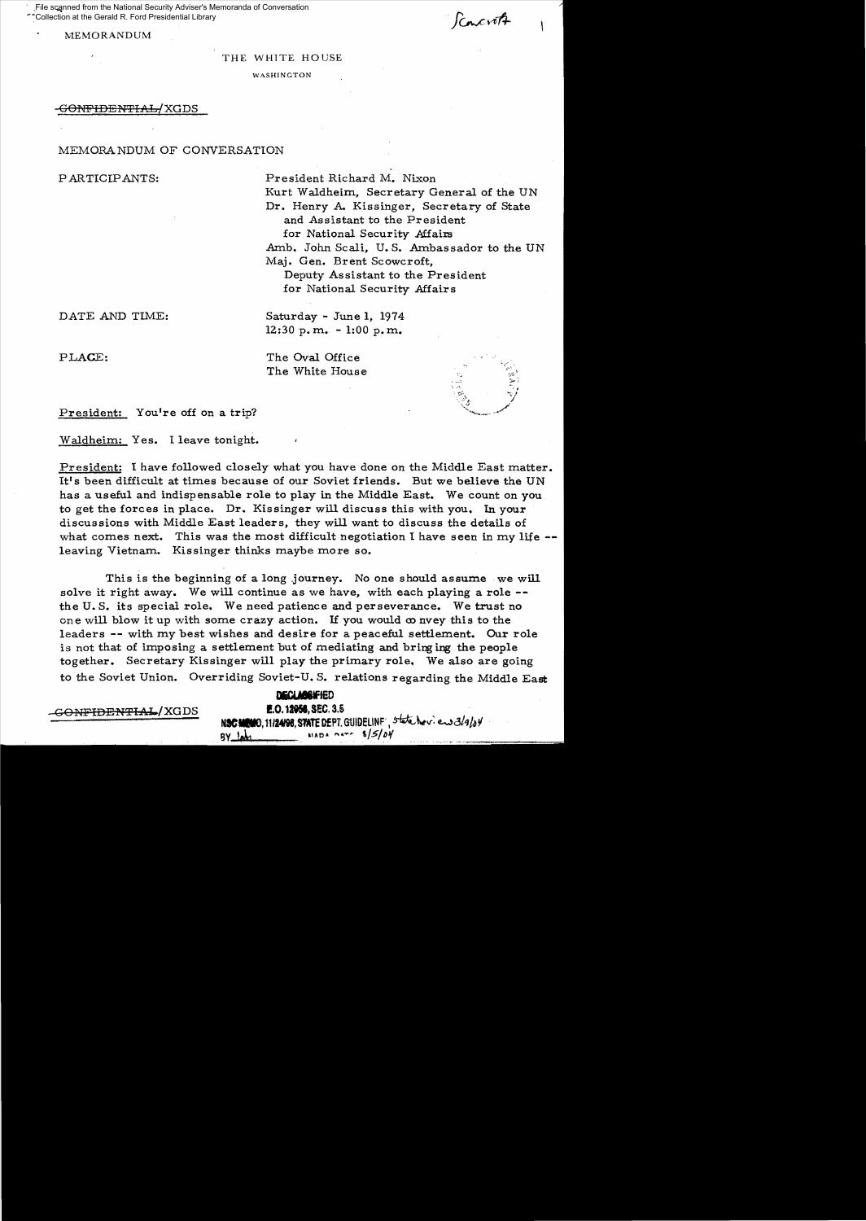File scanned from the National Security Adviser's Memoranda of Conversation Collection at the Gerald R. Ford Presidential Library

Scowcroft

MEMORANDUM

THE WHITE HOUSE

WASHINGTON

~~CONFIDENTIAL~~/XGDS

MEMORANDUM OF CONVERSATION

PARTICIPANTS: President Richard M. Nixon
Kurt Waldheim, Secretary General of the UN
Dr. Henry A. Kissinger, Secretary of State and Assistant to the President for National Security Affairs
Amb. John Scali, U.S. Ambassador to the UN
Maj. Gen. Brent Scowcroft, Deputy Assistant to the President for National Security Affairs

DATE AND TIME: Saturday - June 1, 1974
12:30 p.m. - 1:00 p.m.

PLACE: The Oval Office
The White House

President: You're off on a trip?

Waldheim: Yes. I leave tonight.

President: I have followed closely what you have done on the Middle East matter. It's been difficult at times because of our Soviet friends. But we believe the UN has a useful and indispensable role to play in the Middle East. We count on you to get the forces in place. Dr. Kissinger will discuss this with you. In your discussions with Middle East leaders, they will want to discuss the details of what comes next. This was the most difficult negotiation I have seen in my life -- leaving Vietnam. Kissinger thinks maybe more so.

This is the beginning of a long journey. No one should assume we will solve it right away. We will continue as we have, with each playing a role -- the U.S. its special role. We need patience and perseverance. We trust no one will blow it up with some crazy action. If you would convey this to the leaders -- with my best wishes and desire for a peaceful settlement. Our role is not that of imposing a settlement but of mediating and bringing the people together. Secretary Kissinger will play the primary role. We also are going to the Soviet Union. Overriding Soviet-U.S. relations regarding the Middle East

~~CONFIDENTIAL~~/XGDS

DECLASSIFIED
E.O. 12958, SEC. 3.5
NSC MEMO, 11/24/98, STATE DEPT. GUIDELINES, state rev. 3/9/04
BY ___ NARA DATE 8/5/04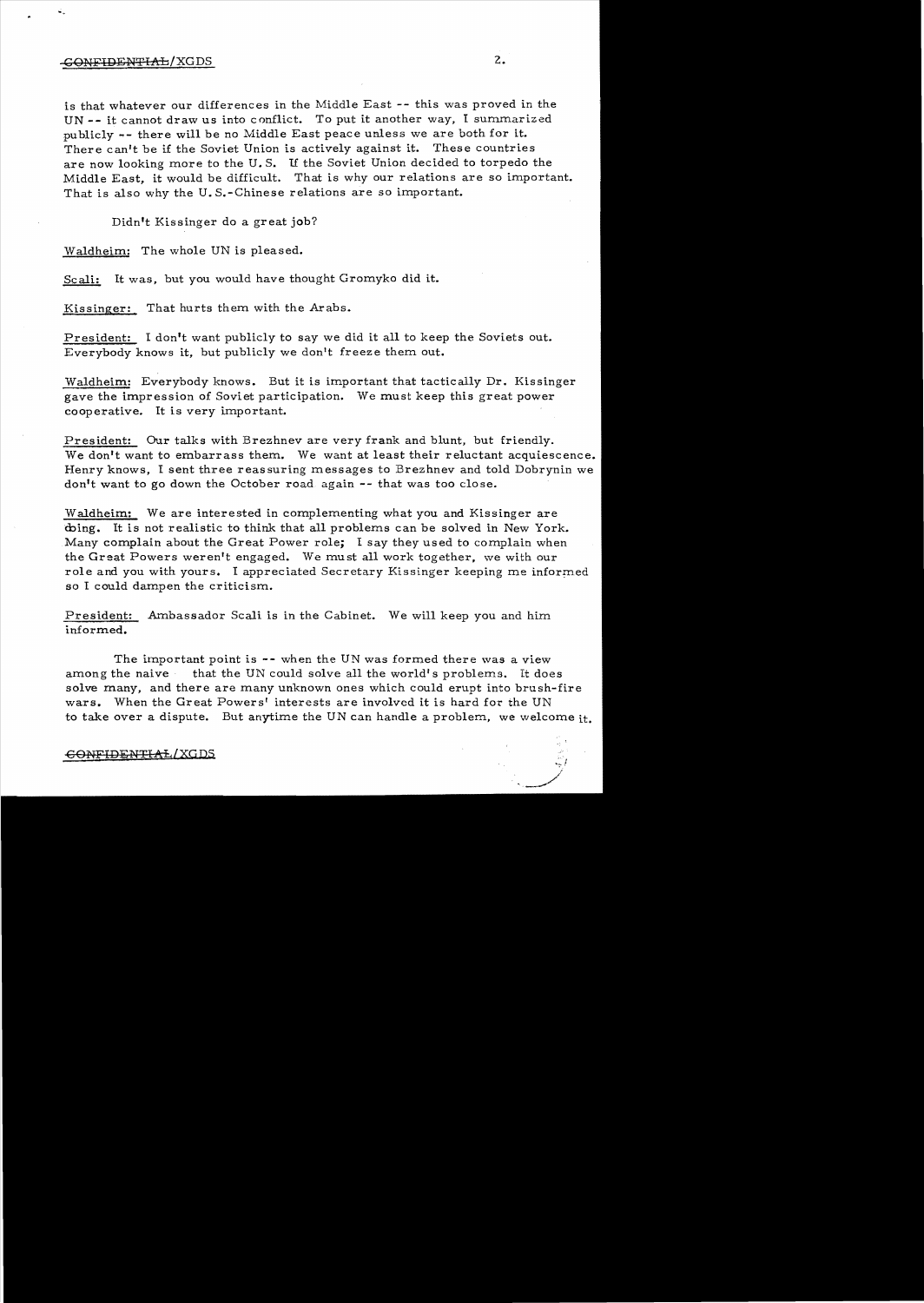is that whatever our differences in the Middle East -- this was proved in the UN -- it cannot draw us into conflict. To put it another way, I summarized publicly -- there will be no Middle East peace unless we are both for it. There can't be if the Soviet Union is actively against it. These countries are now looking more to the U.S. If the Soviet Union decided to torpedo the Middle East, it would be difficult. That is why our relations are so important. That is also why the U.S.-Chinese relations are so important.

Didn't Kissinger do a great job?

Waldheim: The whole UN is pleased.

Scali: It was, but you would have thought Gromyko did it.

Kissinger: That hurts them with the Arabs.

President: I don't want publicly to say we did it all to keep the Soviets out. Everybody knows it, but publicly we don't freeze them out.

Waldheim: Everybody knows. But it is important that tactically Dr. Kissinger gave the impression of Soviet participation. We must keep this great power cooperative. It is very important.

President: Our talks with Brezhnev are very frank and blunt, but friendly. We don't want to embarrass them. We want at least their reluctant acquiescence. Henry knows, I sent three reassuring messages to Brezhnev and told Dobrynin we don't want to go down the October road again -- that was too close.

Waldheim: We are interested in complementing what you and Kissinger are doing. It is not realistic to think that all problems can be solved in New York. Many complain about the Great Power role; I say they used to complain when the Great Powers weren't engaged. We must all work together, we with our role and you with yours. I appreciated Secretary Kissinger keeping me informed so I could dampen the criticism.

President: Ambassador Scali is in the Cabinet. We will keep you and him informed.

The important point is -- when the UN was formed there was a view among the naive that the UN could solve all the world's problems. It does solve many, and there are many unknown ones which could erupt into brush-fire wars. When the Great Powers' interests are involved it is hard for the UN to take over a dispute. But anytime the UN can handle a problem, we welcome it.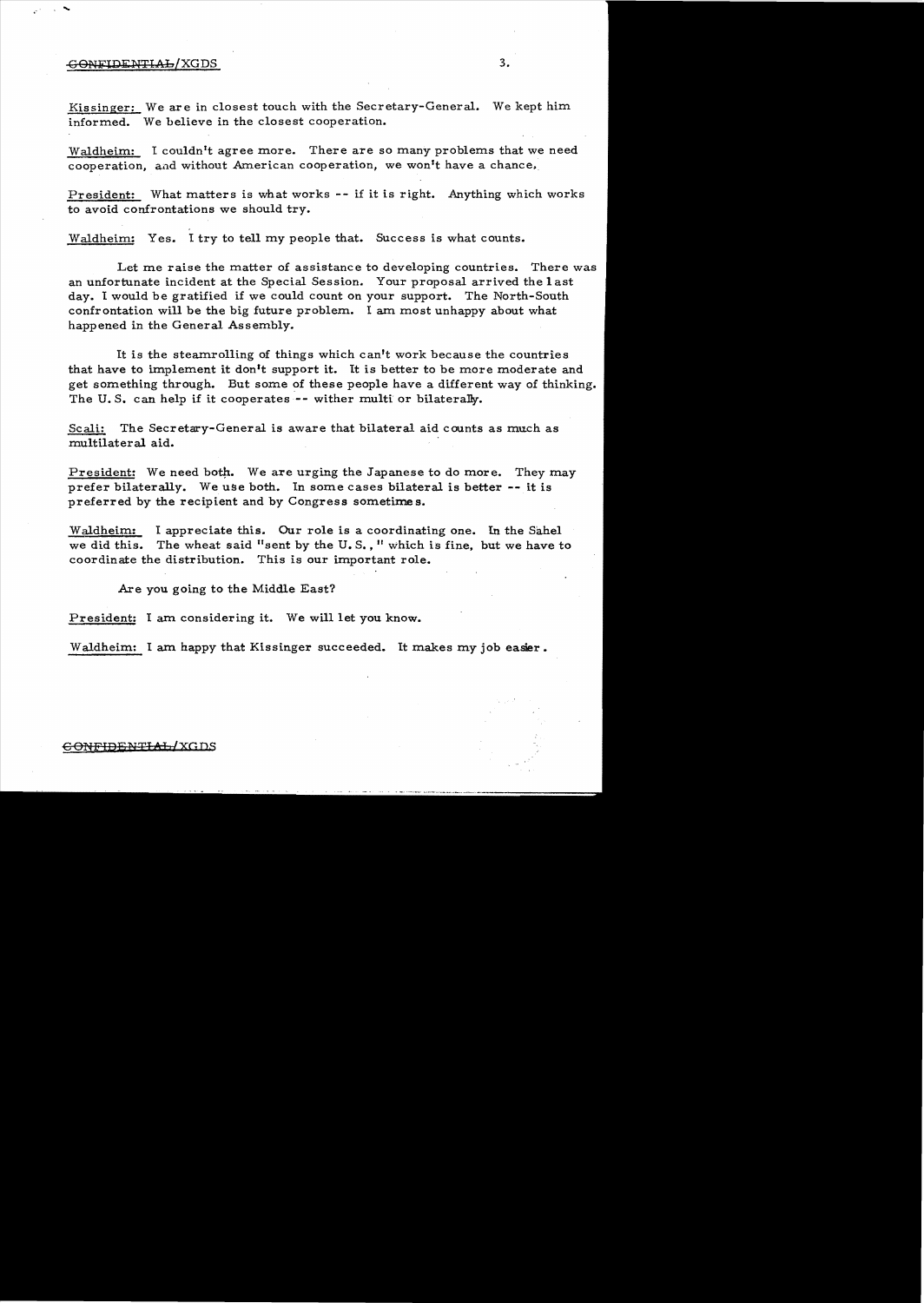Kissinger: We are in closest touch with the Secretary-General. We kept him informed. We believe in the closest cooperation.

Waldheim: I couldn't agree more. There are so many problems that we need cooperation, and without American cooperation, we won't have a chance.

President: What matters is what works -- if it is right. Anything which works to avoid confrontations we should try.

Waldheim: Yes. I try to tell my people that. Success is what counts.

Let me raise the matter of assistance to developing countries. There was an unfortunate incident at the Special Session. Your proposal arrived the last day. I would be gratified if we could count on your support. The North-South confrontation will be the big future problem. I am most unhappy about what happened in the General Assembly.

It is the steamrolling of things which can't work because the countries that have to implement it don't support it. It is better to be more moderate and get something through. But some of these people have a different way of thinking. The U. S. can help if it cooperates -- wither multi or bilaterally.

Scali: The Secretary-General is aware that bilateral aid counts as much as multilateral aid.

President: We need both. We are urging the Japanese to do more. They may prefer bilaterally. We use both. In some cases bilateral is better -- it is preferred by the recipient and by Congress sometimes.

Waldheim: I appreciate this. Our role is a coordinating one. In the Sahel we did this. The wheat said "sent by the U. S.," which is fine, but we have to coordinate the distribution. This is our important role.

Are you going to the Middle East?

President: I am considering it. We will let you know.

Waldheim: I am happy that Kissinger succeeded. It makes my job easier.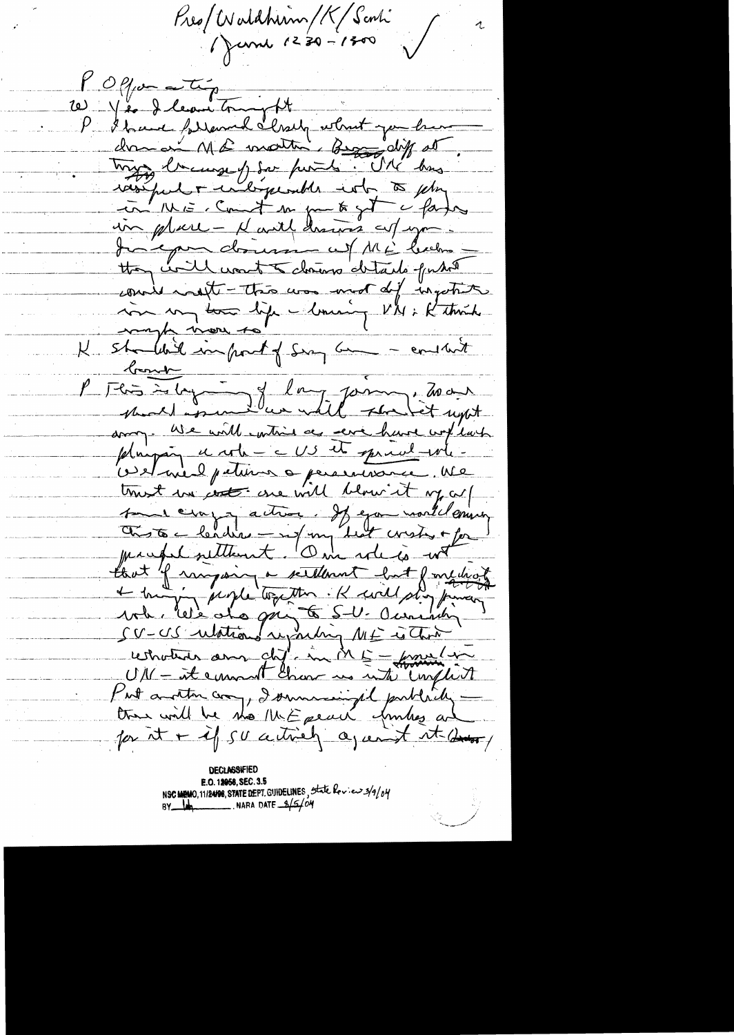Pres/Waldheim/K/Scali
June 1230–1300

P Offer a trip

W Yes I leave tonight

P I have followed closely what you have done on ME matter. Big diff at this because of dis points. UN has useful & indispensable role to play in ME. Count on you to get a factor in place – K will discuss w/ you. In your discussions w/ ME leaders – they will want to discuss details – what could result – this was most dif negotiation in my time life – barring VN. K think maybe more so.

K Shouldn't in front of Sisco – couldn't have

P This is beginning of long journey. We must assume we will stub feet now and then. We will continue as we have w/ each playing a role – US its special role. We need patience & perseverance. We trust we & one will blow it up w/ some crazy action. If you would convey this to leaders – w/ my best wishes for peaceful settlement. Our role is not that of imposing a settlement but of methods & bringing people together. K will play primary role. We are going to S.U. Overriding SU–US relations regarding ME is that whatever our dif. in ME – primarily in UN – it cannot draw us into conflict. Put another way, I am convinced publicly – there will be no ME peace unless we are for it & if SU actively against it.

DECLASSIFIED
E.O. 12958, SEC. 3.5
NSC MEMO, 11/24/98, STATE DEPT. GUIDELINES, State Review 3/9/04
BY [initials] NARA DATE 3/5/04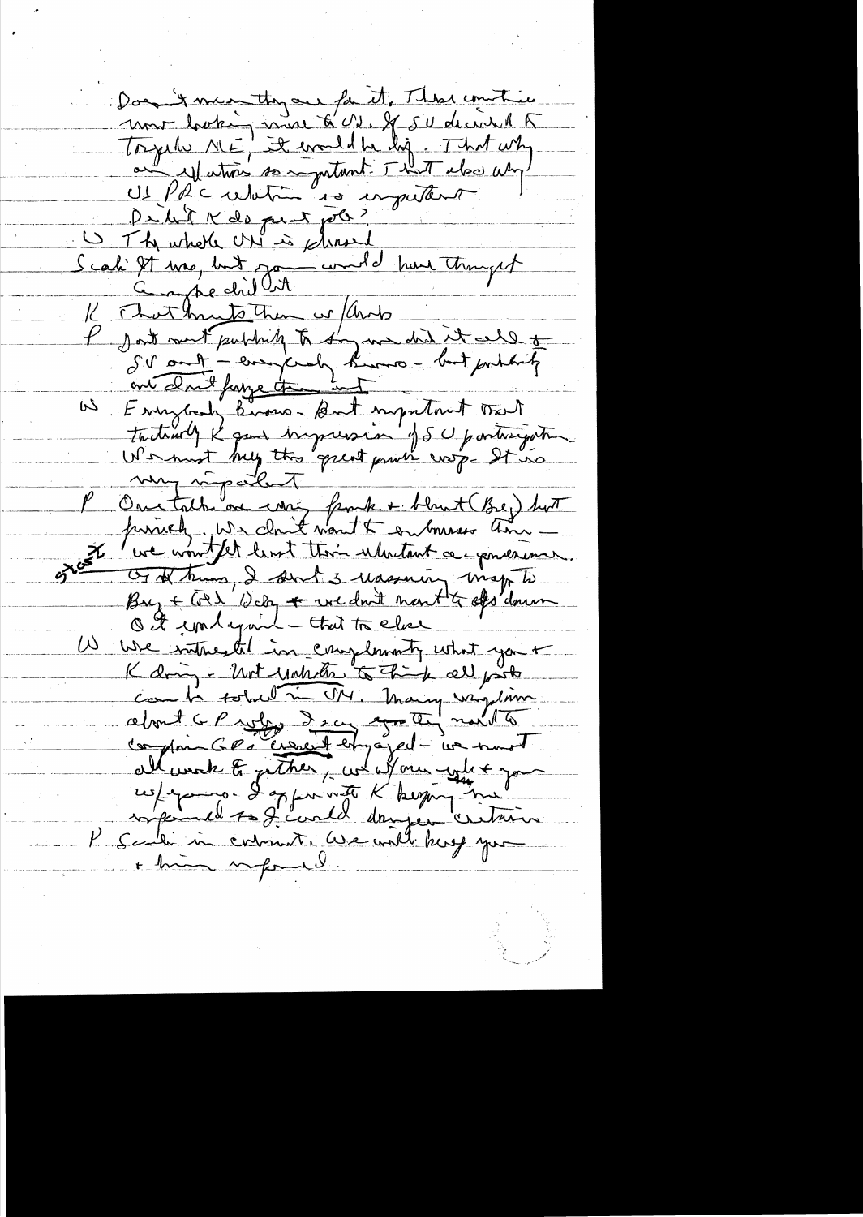Doesn't mean they are for it. Those countries now looking more to US. If SU decided to torpedo ME, it would be big. That why our relations so important. That also why US PRC relation is important.

Didn't K do great job?

U The whole UN is pleased

Scali It was, but you would have thought Gromyko did it.

K That hurts them w/ Arabs

P Don't want publicity to say we did it all & SU out — everybody knows — but publicity out don't force them out

W Everybody knows. But important that tactically K gave impression of SU participation. We must keep this great power coop. It is very important

P Our talks are very frank & blunt (Brez) but privately. We don't want to embarrass them — we won't let last their utmost cooperation. At the time, I sent 3 warning msgs to Brez & GRD [?] Dobry & we don't want to spell them out, & it worked — that is clear

W We interested in complementary what you & K doing. Not unrealistic to think all parts can be solved in UN. Many complain about G P why. I say if they want to complain G P's [?] aren't engaged — we must all work together, we w/ our role & you w/ yours. I appreciate K keeping me informed so I could dampen criticism

P Scali in contact. We will keep you & him informed.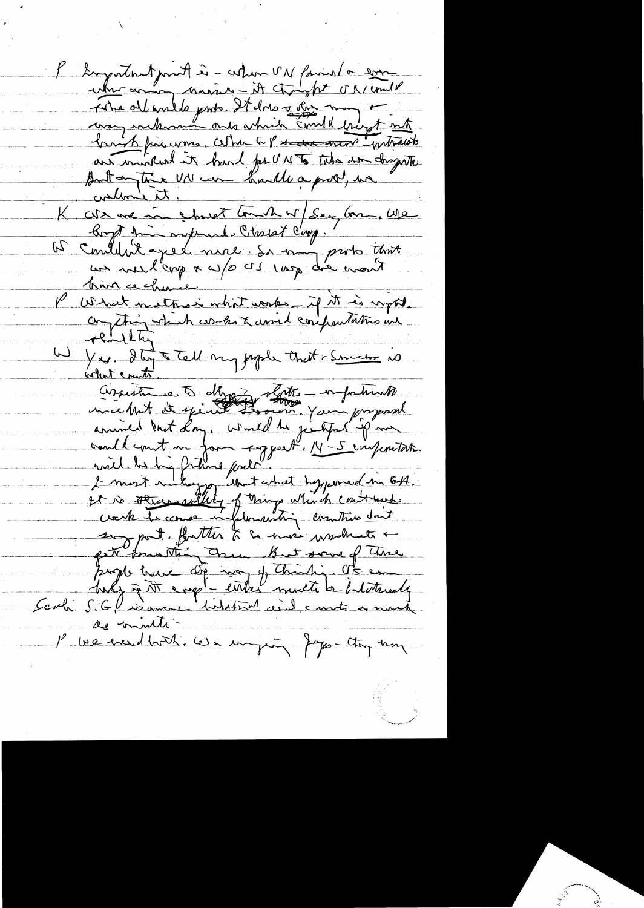P Important point is – when UN formed a een
when enemy nation – it thought UN would
solve all world's probs. It does a lot, many +
very unknown ones which could disrupt into
horrible fire arms. When GP ~~and more~~ intracts
are involved it hard for UN to take on dispute
But anytime UN can handle a prob, we
welcome it.

K We are in close touch w/ Sec Gen. We
brought him informed. Closest Coop.

W Couldn't agree more. So many probs that
we need coop & w/o US coop we won't
have a chance

P What matters is what works – if it is right.
Anything which works & avoid confrontations we
~~flexibility~~

W Yes. I try to tell my people that success is
what counts.

Assistance to ~~developing~~ states – unfortunate
we did not it ~~spirit~~ ~~ease~~ session. Your proposal
arrived that day. Would be helpful if we
could count on your support. N-S confrontation
will be big future prob.

I must ~~not~~ hope that what happened in 64.
It is ~~the reality~~ of things which can't make
work to cause inflammatory countries don't
support. Better to be more moderate +
get something. But some of those
people have dp way of thinking. US can
help ~~in~~ it coop – either much be bilaterally
Cerkl S.G.? is some bilateral and counts as much
as multi.

P We need both. We in ~~ongoing~~ Japan – they may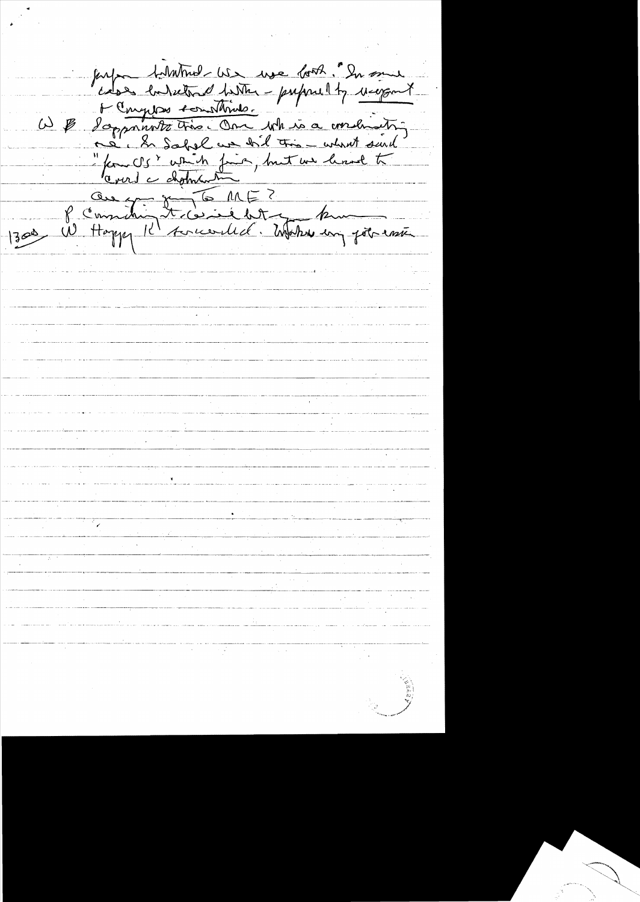prefer bilateral – we use both." In some cases bilateral better – preferably by urgent & Congress constraints.

W ~~P~~ Appreciate this. One who is a conciliating one. In Sadat we did this – what said "for US" which fine, but we had to avoid a disturbance

Are you going to ME?

P Considering it. Would be hope to ~~know~~

1300 W Happy K succeeded. Makes my job easier.